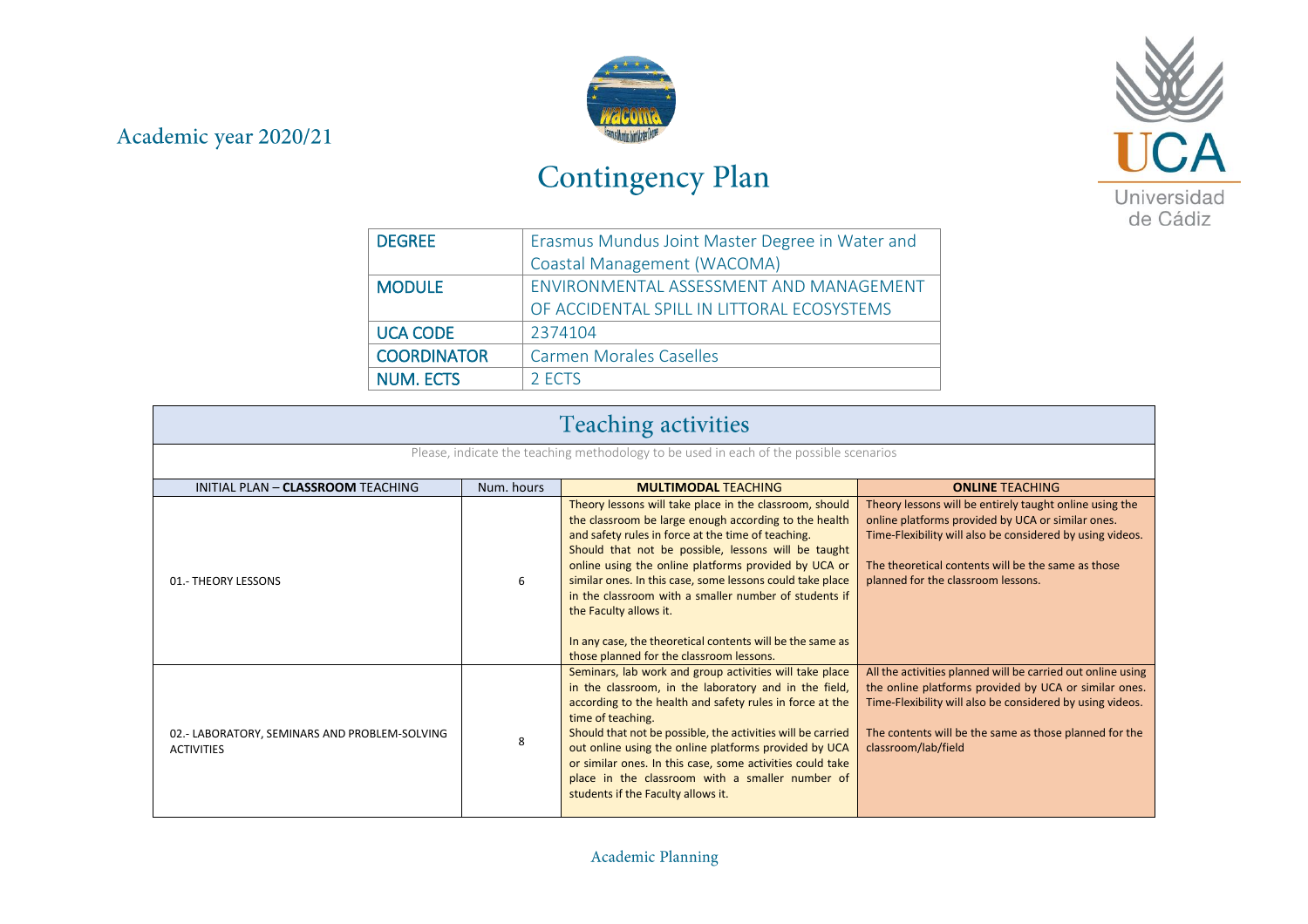Academic year 2020/21

# Contingency Plan

| DEGREE | Erasmus Mundus Joint Master Degree in Water and Coastal Management (WACOMA) |
|---|---|
| MODULE | ENVIRONMENTAL ASSESSMENT AND MANAGEMENT OF ACCIDENTAL SPILL IN LITTORAL ECOSYSTEMS |
| UCA CODE | 2374104 |
| COORDINATOR | Carmen Morales Caselles |
| NUM. ECTS | 2 ECTS |

## Teaching activities

Please, indicate the teaching methodology to be used in each of the possible scenarios

| INITIAL PLAN – **CLASSROOM** TEACHING | Num. hours | **MULTIMODAL** TEACHING | **ONLINE** TEACHING |
|---|---|---|---|
| 01.- THEORY LESSONS | 6 | Theory lessons will take place in the classroom, should the classroom be large enough according to the health and safety rules in force at the time of teaching. Should that not be possible, lessons will be taught online using the online platforms provided by UCA or similar ones. In this case, some lessons could take place in the classroom with a smaller number of students if the Faculty allows it.<br><br>In any case, the theoretical contents will be the same as those planned for the classroom lessons. | Theory lessons will be entirely taught online using the online platforms provided by UCA or similar ones. Time-Flexibility will also be considered by using videos.<br><br>The theoretical contents will be the same as those planned for the classroom lessons. |
| 02.- LABORATORY, SEMINARS AND PROBLEM-SOLVING ACTIVITIES | 8 | Seminars, lab work and group activities will take place in the classroom, in the laboratory and in the field, according to the health and safety rules in force at the time of teaching.<br>Should that not be possible, the activities will be carried out online using the online platforms provided by UCA or similar ones. In this case, some activities could take place in the classroom with a smaller number of students if the Faculty allows it. | All the activities planned will be carried out online using the online platforms provided by UCA or similar ones. Time-Flexibility will also be considered by using videos.<br><br>The contents will be the same as those planned for the classroom/lab/field |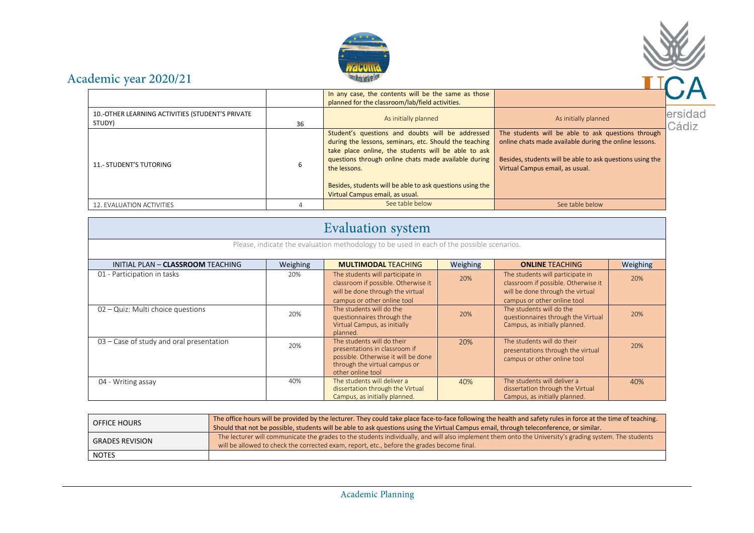| | | | |
|---|---|---|---|
| | | In any case, the contents will be the same as those planned for the classroom/lab/field activities. | |
| 10.-OTHER LEARNING ACTIVITIES (STUDENT'S PRIVATE STUDY) | 36 | As initially planned | As initially planned |
| 11.- STUDENT'S TUTORING | 6 | Student's questions and doubts will be addressed during the lessons, seminars, etc. Should the teaching take place online, the students will be able to ask questions through online chats made available during the lessons. Besides, students will be able to ask questions using the Virtual Campus email, as usual. | The students will be able to ask questions through online chats made available during the online lessons. Besides, students will be able to ask questions using the Virtual Campus email, as usual. |
| 12. EVALUATION ACTIVITIES | 4 | See table below | See table below |

## Evaluation system

Please, indicate the evaluation methodology to be used in each of the possible scenarios.

| INITIAL PLAN – **CLASSROOM** TEACHING | Weighing | **MULTIMODAL** TEACHING | Weighing | **ONLINE** TEACHING | Weighing |
|---|---|---|---|---|---|
| 01 - Participation in tasks | 20% | The students will participate in classroom if possible. Otherwise it will be done through the virtual campus or other online tool | 20% | The students will participate in classroom if possible. Otherwise it will be done through the virtual campus or other online tool | 20% |
| 02 – Quiz: Multi choice questions | 20% | The students will do the questionnaires through the Virtual Campus, as initially planned. | 20% | The students will do the questionnaires through the Virtual Campus, as initially planned. | 20% |
| 03 – Case of study and oral presentation | 20% | The students will do their presentations in classroom if possible. Otherwise it will be done through the virtual campus or other online tool | 20% | The students will do their presentations through the virtual campus or other online tool | 20% |
| 04 - Writing assay | 40% | The students will deliver a dissertation through the Virtual Campus, as initially planned. | 40% | The students will deliver a dissertation through the Virtual Campus, as initially planned. | 40% |

| | |
|---|---|
| OFFICE HOURS | The office hours will be provided by the lecturer. They could take place face-to-face following the health and safety rules in force at the time of teaching. Should that not be possible, students will be able to ask questions using the Virtual Campus email, through teleconference, or similar. |
| GRADES REVISION | The lecturer will communicate the grades to the students individually, and will also implement them onto the University's grading system. The students will be allowed to check the corrected exam, report, etc., before the grades become final. |
| NOTES | |